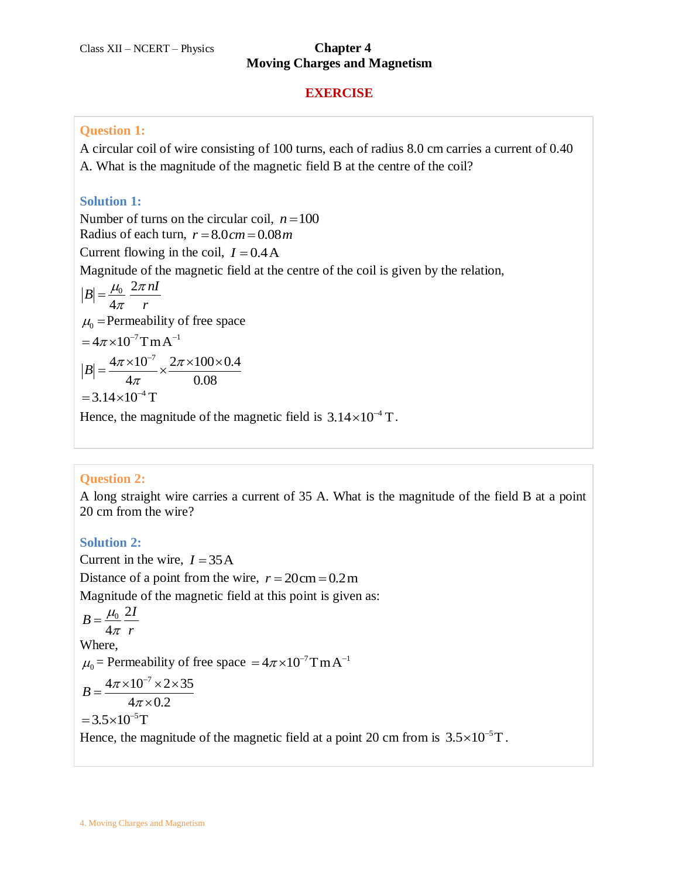# Chapter 4
## Moving Charges and Magnetism

### EXERCISE

**Question 1:**

A circular coil of wire consisting of 100 turns, each of radius 8.0 cm carries a current of 0.40 A. What is the magnitude of the magnetic field B at the centre of the coil?

**Solution 1:**

Number of turns on the circular coil, $n = 100$

Radius of each turn, $r = 8.0\,cm = 0.08\,m$

Current flowing in the coil, $I = 0.4\,\text{A}$

Magnitude of the magnetic field at the centre of the coil is given by the relation,

$$|B| = \frac{\mu_0}{4\pi}\frac{2\pi nI}{r}$$

$\mu_0 =$ Permeability of free space

$= 4\pi \times 10^{-7}\,\text{T m A}^{-1}$

$$|B| = \frac{4\pi \times 10^{-7}}{4\pi} \times \frac{2\pi \times 100 \times 0.4}{0.08}$$

$= 3.14 \times 10^{-4}\,\text{T}$

Hence, the magnitude of the magnetic field is $3.14 \times 10^{-4}\,\text{T}$.

**Question 2:**

A long straight wire carries a current of 35 A. What is the magnitude of the field B at a point 20 cm from the wire?

**Solution 2:**

Current in the wire, $I = 35\,\text{A}$

Distance of a point from the wire, $r = 20\,\text{cm} = 0.2\,\text{m}$

Magnitude of the magnetic field at this point is given as:

$$B = \frac{\mu_0}{4\pi}\frac{2I}{r}$$

Where,

$\mu_0 =$ Permeability of free space $= 4\pi \times 10^{-7}\,\text{T m A}^{-1}$

$$B = \frac{4\pi \times 10^{-7} \times 2 \times 35}{4\pi \times 0.2}$$

$= 3.5 \times 10^{-5}\,\text{T}$

Hence, the magnitude of the magnetic field at a point 20 cm from is $3.5 \times 10^{-5}\,\text{T}$.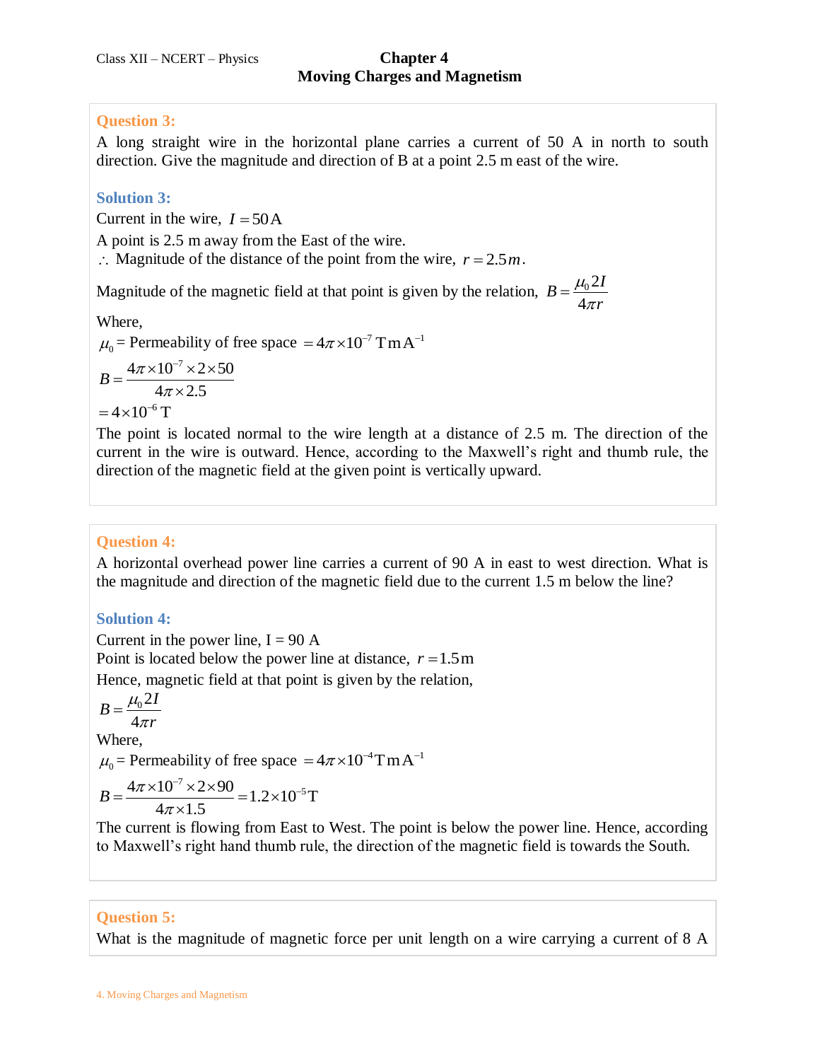**Question 3:**

A long straight wire in the horizontal plane carries a current of 50 A in north to south direction. Give the magnitude and direction of B at a point 2.5 m east of the wire.

**Solution 3:**

Current in the wire, $I = 50\,\text{A}$

A point is 2.5 m away from the East of the wire.

$\therefore$ Magnitude of the distance of the point from the wire, $r = 2.5\,m$.

Magnitude of the magnetic field at that point is given by the relation, $B = \frac{\mu_0 2I}{4\pi r}$

Where,

$\mu_0$ = Permeability of free space $= 4\pi \times 10^{-7}\,\text{T m A}^{-1}$

$$B = \frac{4\pi \times 10^{-7} \times 2 \times 50}{4\pi \times 2.5}$$

$$= 4 \times 10^{-6}\,\text{T}$$

The point is located normal to the wire length at a distance of 2.5 m. The direction of the current in the wire is outward. Hence, according to the Maxwell's right and thumb rule, the direction of the magnetic field at the given point is vertically upward.

**Question 4:**

A horizontal overhead power line carries a current of 90 A in east to west direction. What is the magnitude and direction of the magnetic field due to the current 1.5 m below the line?

**Solution 4:**

Current in the power line, I = 90 A

Point is located below the power line at distance, $r = 1.5\,\text{m}$

Hence, magnetic field at that point is given by the relation,

$$B = \frac{\mu_0 2I}{4\pi r}$$

Where,

$\mu_0$ = Permeability of free space $= 4\pi \times 10^{-4}\,\text{T m A}^{-1}$

$$B = \frac{4\pi \times 10^{-7} \times 2 \times 90}{4\pi \times 1.5} = 1.2 \times 10^{-5}\,\text{T}$$

The current is flowing from East to West. The point is below the power line. Hence, according to Maxwell's right hand thumb rule, the direction of the magnetic field is towards the South.

**Question 5:**

What is the magnitude of magnetic force per unit length on a wire carrying a current of 8 A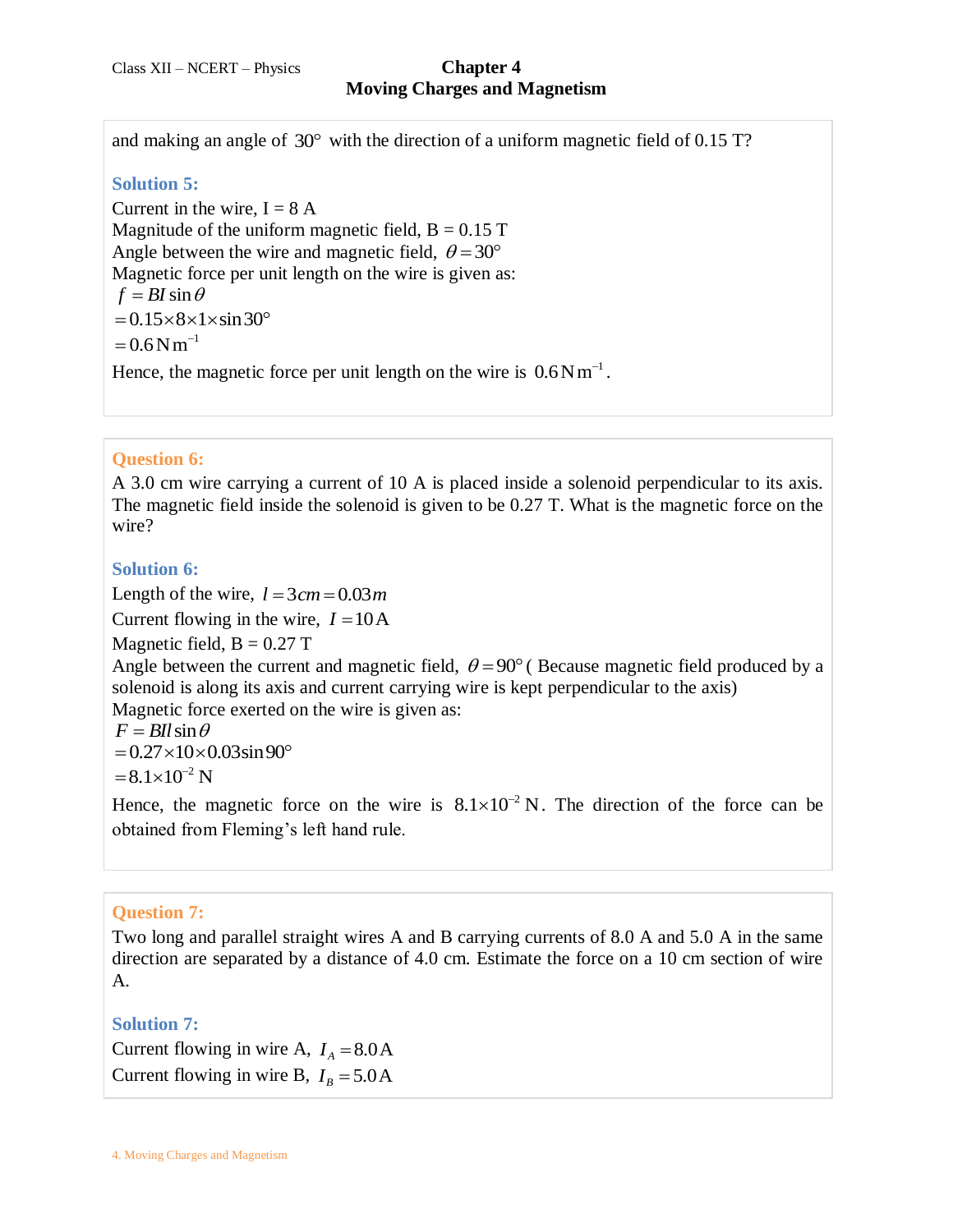and making an angle of $30°$ with the direction of a uniform magnetic field of 0.15 T?

**Solution 5:**

Current in the wire, I = 8 A

Magnitude of the uniform magnetic field, B = 0.15 T

Angle between the wire and magnetic field, $\theta = 30°$

Magnetic force per unit length on the wire is given as:

$f = BI \sin\theta$

$= 0.15 \times 8 \times 1 \times \sin 30°$

$= 0.6\,\text{N}\,\text{m}^{-1}$

Hence, the magnetic force per unit length on the wire is $0.6\,\text{N}\,\text{m}^{-1}$.

**Question 6:**

A 3.0 cm wire carrying a current of 10 A is placed inside a solenoid perpendicular to its axis. The magnetic field inside the solenoid is given to be 0.27 T. What is the magnetic force on the wire?

**Solution 6:**

Length of the wire, $l = 3cm = 0.03m$

Current flowing in the wire, $I = 10\,\text{A}$

Magnetic field, B = 0.27 T

Angle between the current and magnetic field, $\theta = 90°$ ( Because magnetic field produced by a solenoid is along its axis and current carrying wire is kept perpendicular to the axis)

Magnetic force exerted on the wire is given as:

$F = BIl \sin\theta$

$= 0.27 \times 10 \times 0.03 \sin 90°$

$= 8.1 \times 10^{-2}\,\text{N}$

Hence, the magnetic force on the wire is $8.1 \times 10^{-2}\,\text{N}$. The direction of the force can be obtained from Fleming's left hand rule.

**Question 7:**

Two long and parallel straight wires A and B carrying currents of 8.0 A and 5.0 A in the same direction are separated by a distance of 4.0 cm. Estimate the force on a 10 cm section of wire A.

**Solution 7:**

Current flowing in wire A, $I_A = 8.0\,\text{A}$

Current flowing in wire B, $I_B = 5.0\,\text{A}$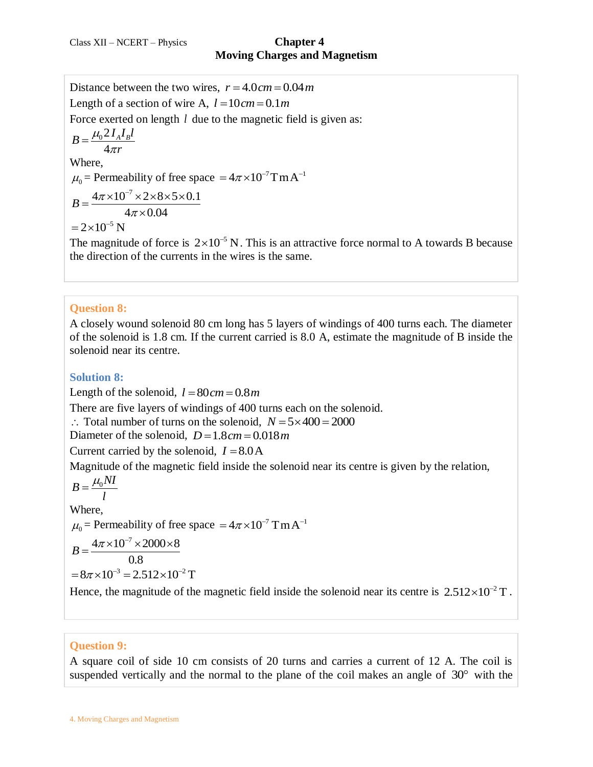Distance between the two wires, $r = 4.0cm = 0.04m$

Length of a section of wire A, $l = 10cm = 0.1m$

Force exerted on length $l$ due to the magnetic field is given as:

$$B = \frac{\mu_0 2 I_A I_B l}{4\pi r}$$

Where,

$\mu_0$ = Permeability of free space $= 4\pi \times 10^{-7} \text{T m A}^{-1}$

$$B = \frac{4\pi \times 10^{-7} \times 2 \times 8 \times 5 \times 0.1}{4\pi \times 0.04}$$

$= 2 \times 10^{-5}$ N

The magnitude of force is $2 \times 10^{-5}$ N. This is an attractive force normal to A towards B because the direction of the currents in the wires is the same.

### Question 8:

A closely wound solenoid 80 cm long has 5 layers of windings of 400 turns each. The diameter of the solenoid is 1.8 cm. If the current carried is 8.0 A, estimate the magnitude of B inside the solenoid near its centre.

### Solution 8:

Length of the solenoid, $l = 80cm = 0.8m$

There are five layers of windings of 400 turns each on the solenoid.

$\therefore$ Total number of turns on the solenoid, $N = 5 \times 400 = 2000$

Diameter of the solenoid, $D = 1.8cm = 0.018m$

Current carried by the solenoid, $I = 8.0$ A

Magnitude of the magnetic field inside the solenoid near its centre is given by the relation,

$$B = \frac{\mu_0 N I}{l}$$

Where,

$\mu_0$ = Permeability of free space $= 4\pi \times 10^{-7} \text{T m A}^{-1}$

$$B = \frac{4\pi \times 10^{-7} \times 2000 \times 8}{0.8}$$

$= 8\pi \times 10^{-3} = 2.512 \times 10^{-2}$ T

Hence, the magnitude of the magnetic field inside the solenoid near its centre is $2.512 \times 10^{-2}$ T.

### Question 9:

A square coil of side 10 cm consists of 20 turns and carries a current of 12 A. The coil is suspended vertically and the normal to the plane of the coil makes an angle of $30°$ with the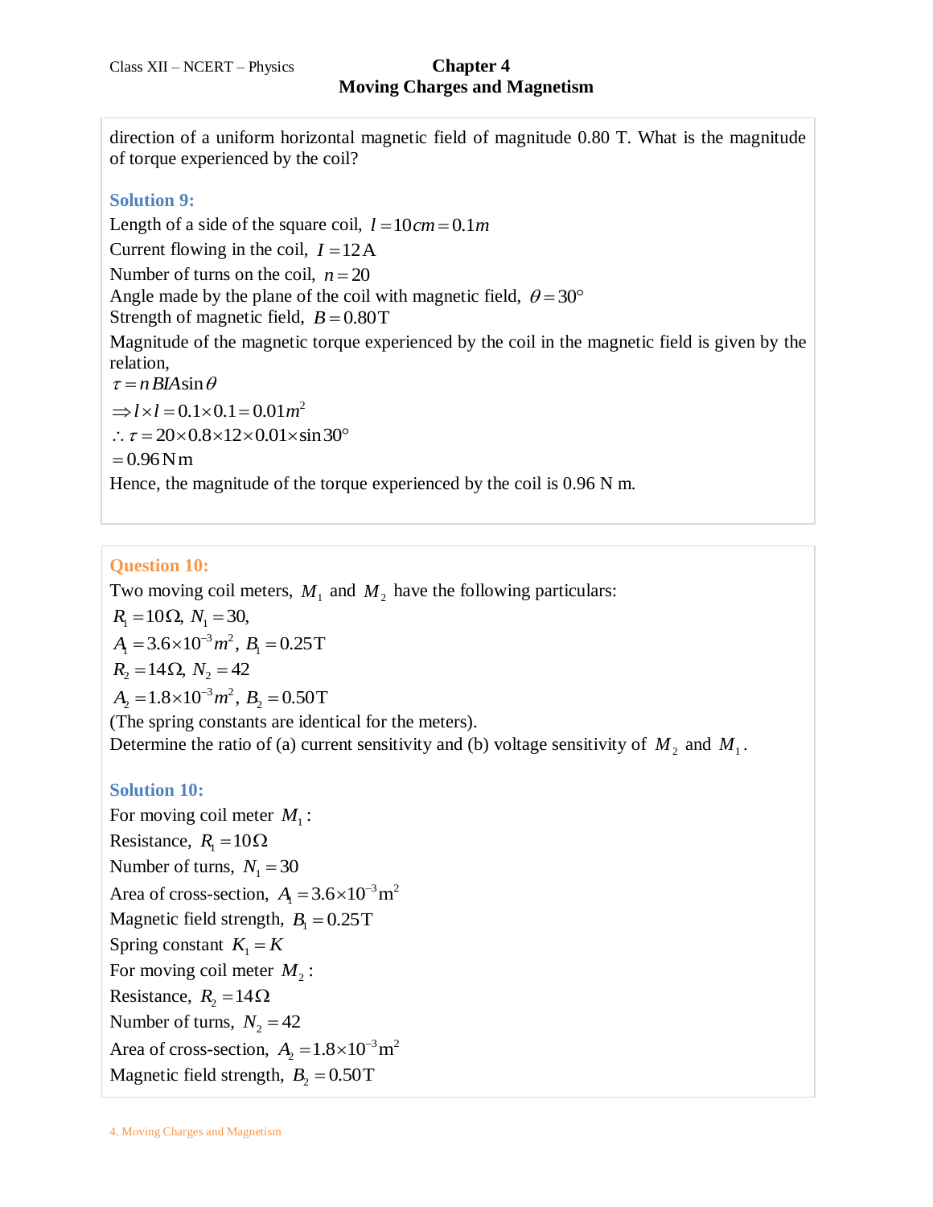direction of a uniform horizontal magnetic field of magnitude 0.80 T. What is the magnitude of torque experienced by the coil?

**Solution 9:**

Length of a side of the square coil, $l = 10\,cm = 0.1\,m$

Current flowing in the coil, $I = 12\,\text{A}$

Number of turns on the coil, $n = 20$

Angle made by the plane of the coil with magnetic field, $\theta = 30°$

Strength of magnetic field, $B = 0.80\,\text{T}$

Magnitude of the magnetic torque experienced by the coil in the magnetic field is given by the relation,

$\tau = nBIA\sin\theta$

$\Rightarrow l \times l = 0.1 \times 0.1 = 0.01\,m^2$

$\therefore \tau = 20 \times 0.8 \times 12 \times 0.01 \times \sin 30°$

$= 0.96\,\text{N m}$

Hence, the magnitude of the torque experienced by the coil is 0.96 N m.

**Question 10:**

Two moving coil meters, $M_1$ and $M_2$ have the following particulars:

$R_1 = 10\,\Omega,\ N_1 = 30,$

$A_1 = 3.6 \times 10^{-3}\,m^2,\ B_1 = 0.25\,\text{T}$

$R_2 = 14\,\Omega,\ N_2 = 42$

$A_2 = 1.8 \times 10^{-3}\,m^2,\ B_2 = 0.50\,\text{T}$

(The spring constants are identical for the meters).

Determine the ratio of (a) current sensitivity and (b) voltage sensitivity of $M_2$ and $M_1$.

**Solution 10:**

For moving coil meter $M_1$:

Resistance, $R_1 = 10\,\Omega$

Number of turns, $N_1 = 30$

Area of cross-section, $A_1 = 3.6 \times 10^{-3}\,\text{m}^2$

Magnetic field strength, $B_1 = 0.25\,\text{T}$

Spring constant $K_1 = K$

For moving coil meter $M_2$:

Resistance, $R_2 = 14\,\Omega$

Number of turns, $N_2 = 42$

Area of cross-section, $A_2 = 1.8 \times 10^{-3}\,\text{m}^2$

Magnetic field strength, $B_2 = 0.50\,\text{T}$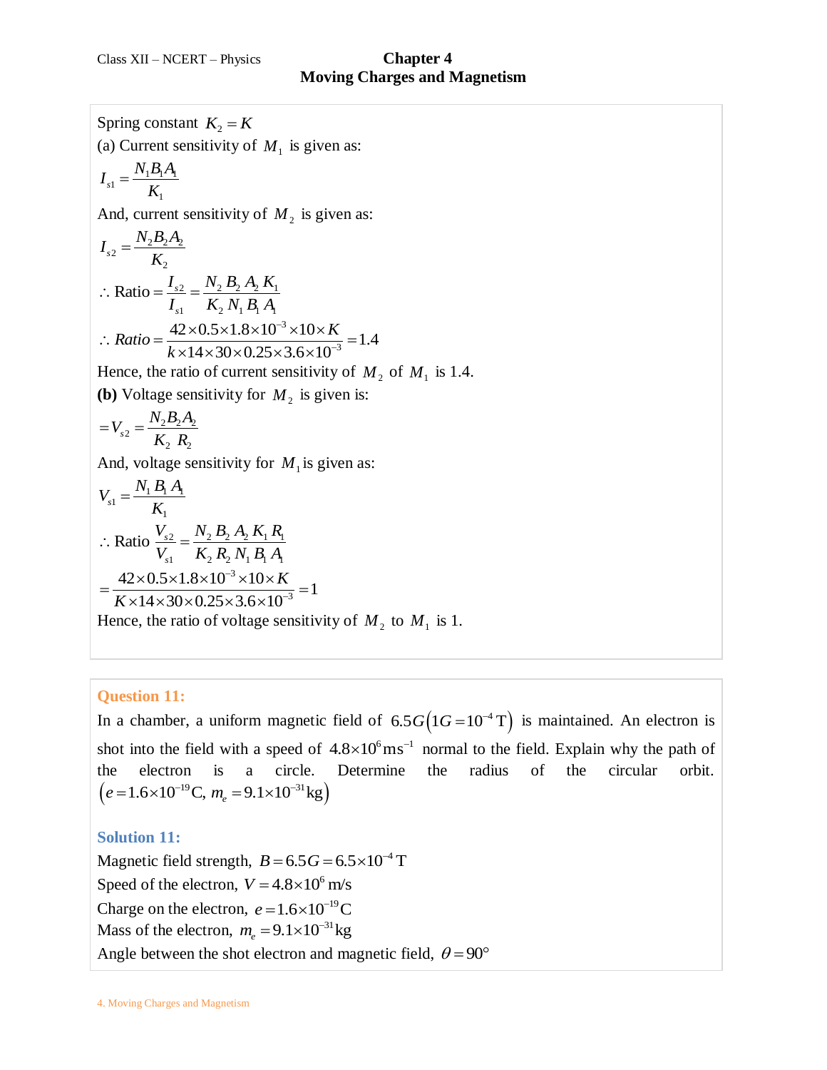Spring constant $K_2 = K$

(a) Current sensitivity of $M_1$ is given as:

$$I_{s1} = \frac{N_1 B_1 A_1}{K_1}$$

And, current sensitivity of $M_2$ is given as:

$$I_{s2} = \frac{N_2 B_2 A_2}{K_2}$$

$$\therefore \text{Ratio} = \frac{I_{s2}}{I_{s1}} = \frac{N_2 \, B_2 \, A_2 \, K_1}{K_2 \, N_1 \, B_1 \, A_1}$$

$$\therefore Ratio = \frac{42 \times 0.5 \times 1.8 \times 10^{-3} \times 10 \times K}{k \times 14 \times 30 \times 0.25 \times 3.6 \times 10^{-3}} = 1.4$$

Hence, the ratio of current sensitivity of $M_2$ of $M_1$ is 1.4.

**(b)** Voltage sensitivity for $M_2$ is given is:

$$= V_{s2} = \frac{N_2 B_2 A_2}{K_2 \; R_2}$$

And, voltage sensitivity for $M_1$ is given as:

$$V_{s1} = \frac{N_1 \, B_1 \, A_1}{K_1}$$

$$\therefore \text{Ratio } \frac{V_{s2}}{V_{s1}} = \frac{N_2 \, B_2 \, A_2 \, K_1 \, R_1}{K_2 \, R_2 \, N_1 \, B_1 \, A_1}$$

$$= \frac{42 \times 0.5 \times 1.8 \times 10^{-3} \times 10 \times K}{K \times 14 \times 30 \times 0.25 \times 3.6 \times 10^{-3}} = 1$$

Hence, the ratio of voltage sensitivity of $M_2$ to $M_1$ is 1.

## Question 11:

In a chamber, a uniform magnetic field of $6.5G\left(1G = 10^{-4}\,\text{T}\right)$ is maintained. An electron is shot into the field with a speed of $4.8 \times 10^{6}\,\text{ms}^{-1}$ normal to the field. Explain why the path of the electron is a circle. Determine the radius of the circular orbit. $\left(e = 1.6 \times 10^{-19}\,\text{C},\; m_e = 9.1 \times 10^{-31}\,\text{kg}\right)$

## Solution 11:

Magnetic field strength, $B = 6.5G = 6.5 \times 10^{-4}\,\text{T}$

Speed of the electron, $V = 4.8 \times 10^{6}$ m/s

Charge on the electron, $e = 1.6 \times 10^{-19}\,\text{C}$

Mass of the electron, $m_e = 9.1 \times 10^{-31}\,\text{kg}$

Angle between the shot electron and magnetic field, $\theta = 90°$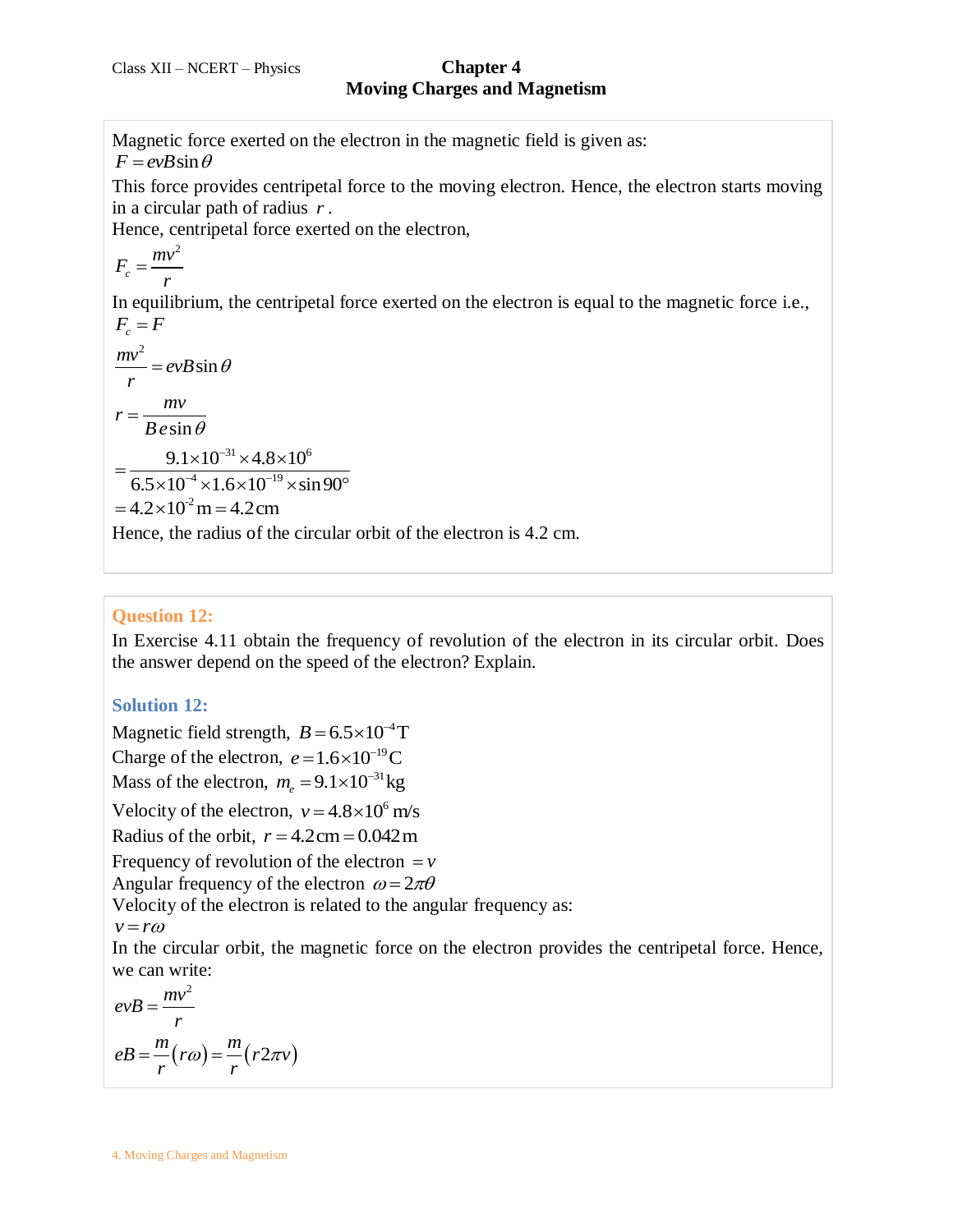Magnetic force exerted on the electron in the magnetic field is given as:

$F = evB\sin\theta$

This force provides centripetal force to the moving electron. Hence, the electron starts moving in a circular path of radius $r$.

Hence, centripetal force exerted on the electron,

$$F_c = \frac{mv^2}{r}$$

In equilibrium, the centripetal force exerted on the electron is equal to the magnetic force i.e.,

$$F_c = F$$

$$\frac{mv^2}{r} = evB\sin\theta$$

$$r = \frac{mv}{Be\sin\theta}$$

$$= \frac{9.1\times10^{-31}\times4.8\times10^{6}}{6.5\times10^{-4}\times1.6\times10^{-19}\times\sin 90°}$$

$$= 4.2\times10^{-2}\,\text{m} = 4.2\,\text{cm}$$

Hence, the radius of the circular orbit of the electron is 4.2 cm.

## Question 12:

In Exercise 4.11 obtain the frequency of revolution of the electron in its circular orbit. Does the answer depend on the speed of the electron? Explain.

## Solution 12:

Magnetic field strength, $B = 6.5\times10^{-4}\,\text{T}$

Charge of the electron, $e = 1.6\times10^{-19}\,\text{C}$

Mass of the electron, $m_e = 9.1\times10^{-31}\,\text{kg}$

Velocity of the electron, $v = 4.8\times10^{6}$ m/s

Radius of the orbit, $r = 4.2\,\text{cm} = 0.042\,\text{m}$

Frequency of revolution of the electron $= \nu$

Angular frequency of the electron $\omega = 2\pi\theta$

Velocity of the electron is related to the angular frequency as:

$v = r\omega$

In the circular orbit, the magnetic force on the electron provides the centripetal force. Hence, we can write:

$$evB = \frac{mv^2}{r}$$

$$eB = \frac{m}{r}(r\omega) = \frac{m}{r}(r2\pi\nu)$$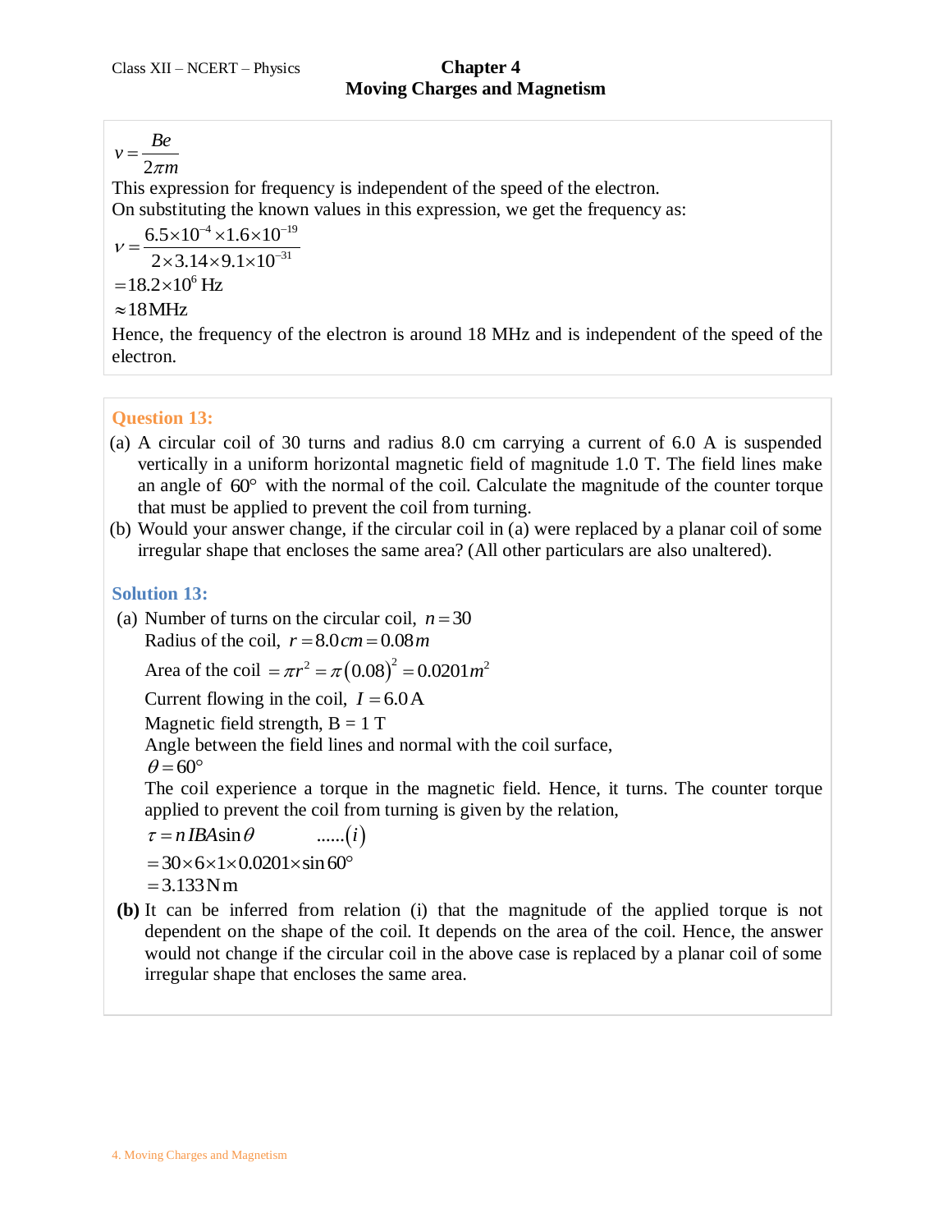$$\nu = \frac{Be}{2\pi m}$$

This expression for frequency is independent of the speed of the electron.
On substituting the known values in this expression, we get the frequency as:

$$\nu = \frac{6.5\times10^{-4}\times1.6\times10^{-19}}{2\times3.14\times9.1\times10^{-31}}$$

$$=18.2\times10^{6}\text{ Hz}$$

$$\approx 18\,\text{MHz}$$

Hence, the frequency of the electron is around 18 MHz and is independent of the speed of the electron.

## Question 13:

(a) A circular coil of 30 turns and radius 8.0 cm carrying a current of 6.0 A is suspended vertically in a uniform horizontal magnetic field of magnitude 1.0 T. The field lines make an angle of $60°$ with the normal of the coil. Calculate the magnitude of the counter torque that must be applied to prevent the coil from turning.

(b) Would your answer change, if the circular coil in (a) were replaced by a planar coil of some irregular shape that encloses the same area? (All other particulars are also unaltered).

## Solution 13:

(a) Number of turns on the circular coil, $n = 30$

Radius of the coil, $r = 8.0\,cm = 0.08\,m$

Area of the coil $= \pi r^2 = \pi(0.08)^2 = 0.0201\,m^2$

Current flowing in the coil, $I = 6.0\,\text{A}$

Magnetic field strength, B = 1 T

Angle between the field lines and normal with the coil surface,

$\theta = 60°$

The coil experience a torque in the magnetic field. Hence, it turns. The counter torque applied to prevent the coil from turning is given by the relation,

$$\tau = nIBA\sin\theta \qquad ......(i)$$

$$= 30\times6\times1\times0.0201\times\sin 60°$$

$$= 3.133\,\text{N m}$$

**(b)** It can be inferred from relation (i) that the magnitude of the applied torque is not dependent on the shape of the coil. It depends on the area of the coil. Hence, the answer would not change if the circular coil in the above case is replaced by a planar coil of some irregular shape that encloses the same area.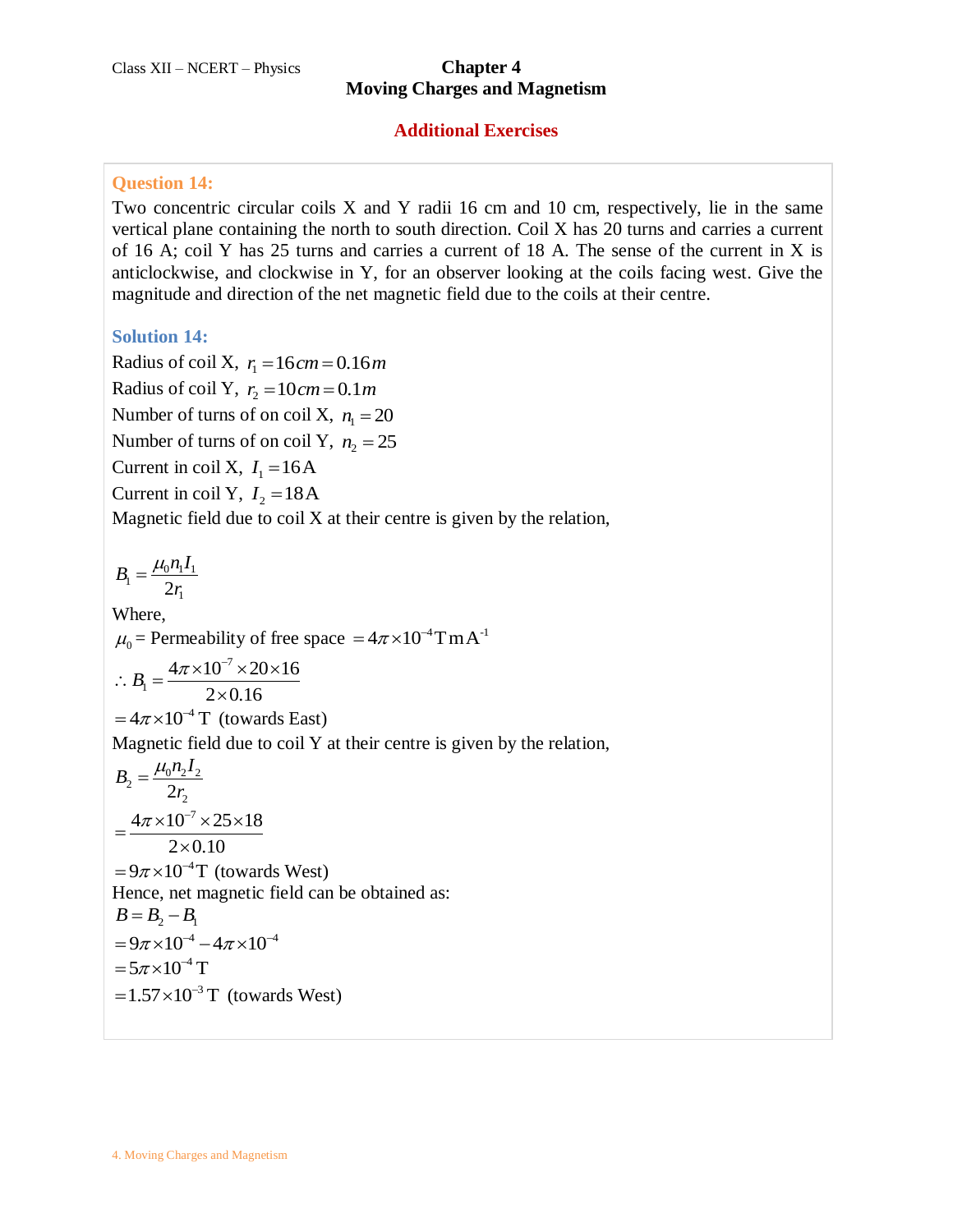## Additional Exercises

### Question 14:

Two concentric circular coils X and Y radii 16 cm and 10 cm, respectively, lie in the same vertical plane containing the north to south direction. Coil X has 20 turns and carries a current of 16 A; coil Y has 25 turns and carries a current of 18 A. The sense of the current in X is anticlockwise, and clockwise in Y, for an observer looking at the coils facing west. Give the magnitude and direction of the net magnetic field due to the coils at their centre.

### Solution 14:

Radius of coil X, $r_1 = 16 cm = 0.16 m$

Radius of coil Y, $r_2 = 10 cm = 0.1 m$

Number of turns of on coil X, $n_1 = 20$

Number of turns of on coil Y, $n_2 = 25$

Current in coil X, $I_1 = 16\,\text{A}$

Current in coil Y, $I_2 = 18\,\text{A}$

Magnetic field due to coil X at their centre is given by the relation,

$$B_1 = \frac{\mu_0 n_1 I_1}{2 r_1}$$

Where,

$\mu_0$ = Permeability of free space $= 4\pi \times 10^{-4}\,\text{T m A}^{-1}$

$$\therefore B_1 = \frac{4\pi \times 10^{-7} \times 20 \times 16}{2 \times 0.16}$$

$= 4\pi \times 10^{-4}\,\text{T}$ (towards East)

Magnetic field due to coil Y at their centre is given by the relation,

$$B_2 = \frac{\mu_0 n_2 I_2}{2 r_2}$$

$$= \frac{4\pi \times 10^{-7} \times 25 \times 18}{2 \times 0.10}$$

$= 9\pi \times 10^{-4}\,\text{T}$ (towards West)

Hence, net magnetic field can be obtained as:

$B = B_2 - B_1$

$= 9\pi \times 10^{-4} - 4\pi \times 10^{-4}$

$= 5\pi \times 10^{-4}\,\text{T}$

$= 1.57 \times 10^{-3}\,\text{T}$ (towards West)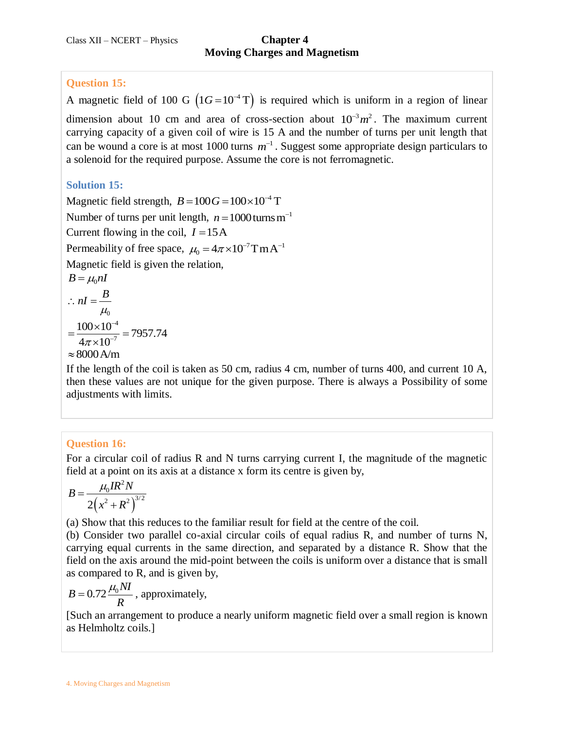### Question 15:

A magnetic field of 100 G $\left(1G = 10^{-4}\,\text{T}\right)$ is required which is uniform in a region of linear dimension about 10 cm and area of cross-section about $10^{-3} m^2$. The maximum current carrying capacity of a given coil of wire is 15 A and the number of turns per unit length that can be wound a core is at most 1000 turns $m^{-1}$. Suggest some appropriate design particulars to a solenoid for the required purpose. Assume the core is not ferromagnetic.

### Solution 15:

Magnetic field strength, $B = 100G = 100 \times 10^{-4}\,\text{T}$

Number of turns per unit length, $n = 1000\,\text{turns}\,\text{m}^{-1}$

Current flowing in the coil, $I = 15\,\text{A}$

Permeability of free space, $\mu_0 = 4\pi \times 10^{-7}\,\text{T}\,\text{m}\,\text{A}^{-1}$

Magnetic field is given the relation,

$$B = \mu_0 nI$$

$$\therefore nI = \frac{B}{\mu_0}$$

$$= \frac{100 \times 10^{-4}}{4\pi \times 10^{-7}} = 7957.74$$

$$\approx 8000\,\text{A/m}$$

If the length of the coil is taken as 50 cm, radius 4 cm, number of turns 400, and current 10 A, then these values are not unique for the given purpose. There is always a Possibility of some adjustments with limits.

### Question 16:

For a circular coil of radius R and N turns carrying current I, the magnitude of the magnetic field at a point on its axis at a distance x form its centre is given by,

$$B = \frac{\mu_0 IR^2 N}{2\left(x^2 + R^2\right)^{3/2}}$$

(a) Show that this reduces to the familiar result for field at the centre of the coil.

(b) Consider two parallel co-axial circular coils of equal radius R, and number of turns N, carrying equal currents in the same direction, and separated by a distance R. Show that the field on the axis around the mid-point between the coils is uniform over a distance that is small as compared to R, and is given by,

$$B = 0.72\frac{\mu_0 NI}{R}$$, approximately,

[Such an arrangement to produce a nearly uniform magnetic field over a small region is known as Helmholtz coils.]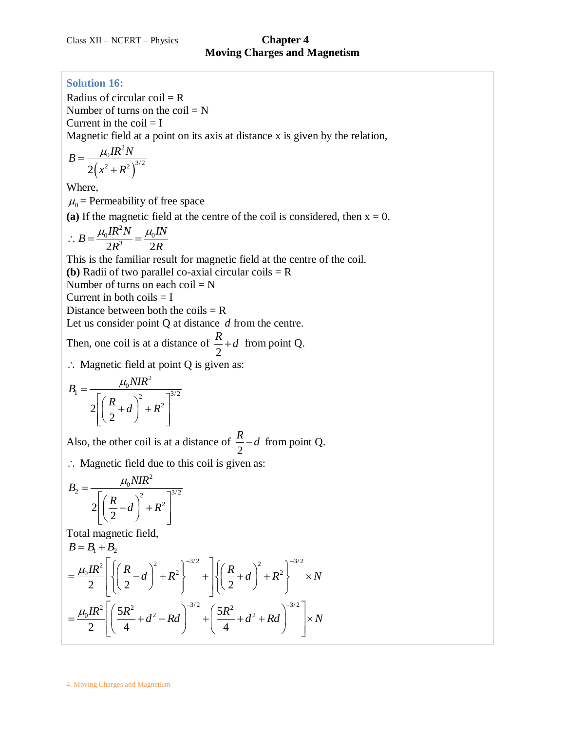## Solution 16:

Radius of circular coil = R
Number of turns on the coil = N
Current in the coil = I
Magnetic field at a point on its axis at distance x is given by the relation,

$$B = \frac{\mu_0 I R^2 N}{2\left(x^2 + R^2\right)^{3/2}}$$

Where,
$\mu_0$ = Permeability of free space

**(a)** If the magnetic field at the centre of the coil is considered, then x = 0.

$$\therefore B = \frac{\mu_0 I R^2 N}{2R^3} = \frac{\mu_0 I N}{2R}$$

This is the familiar result for magnetic field at the centre of the coil.

**(b)** Radii of two parallel co-axial circular coils = R
Number of turns on each coil = N
Current in both coils = I
Distance between both the coils = R
Let us consider point Q at distance $d$ from the centre.

Then, one coil is at a distance of $\frac{R}{2} + d$ from point Q.

$\therefore$ Magnetic field at point Q is given as:

$$B_1 = \frac{\mu_0 N I R^2}{2\left[\left(\frac{R}{2} + d\right)^2 + R^2\right]^{3/2}}$$

Also, the other coil is at a distance of $\frac{R}{2} - d$ from point Q.

$\therefore$ Magnetic field due to this coil is given as:

$$B_2 = \frac{\mu_0 N I R^2}{2\left[\left(\frac{R}{2} - d\right)^2 + R^2\right]^{3/2}}$$

Total magnetic field,

$$B = B_1 + B_2$$

$$= \frac{\mu_0 I R^2}{2}\left[\left\{\left(\frac{R}{2} - d\right)^2 + R^2\right\}^{-3/2} + \left\{\left(\frac{R}{2} + d\right)^2 + R^2\right\}^{-3/2}\right] \times N$$

$$= \frac{\mu_0 I R^2}{2}\left[\left(\frac{5R^2}{4} + d^2 - Rd\right)^{-3/2} + \left(\frac{5R^2}{4} + d^2 + Rd\right)^{-3/2}\right] \times N$$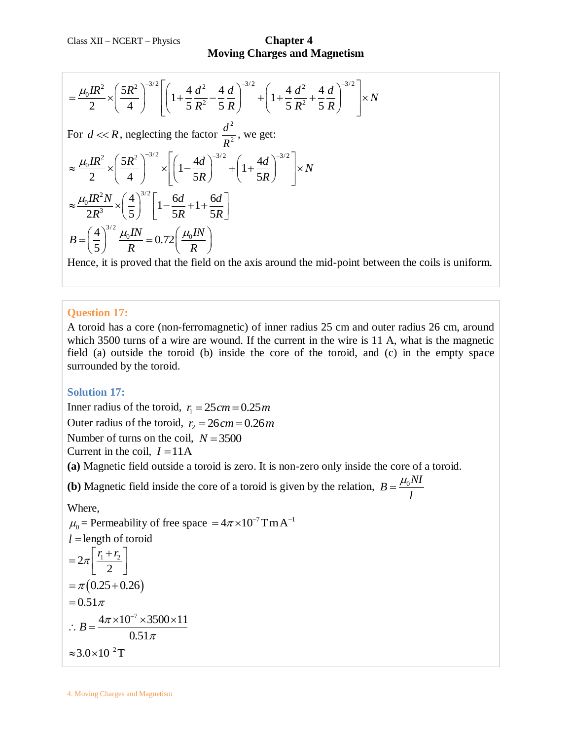$$= \frac{\mu_0 I R^2}{2} \times \left(\frac{5R^2}{4}\right)^{-3/2} \left[\left(1 + \frac{4}{5}\frac{d^2}{R^2} - \frac{4}{5}\frac{d}{R}\right)^{-3/2} + \left(1 + \frac{4}{5}\frac{d^2}{R^2} + \frac{4}{5}\frac{d}{R}\right)^{-3/2}\right] \times N$$

For $d << R$, neglecting the factor $\frac{d^2}{R^2}$, we get:

$$\approx \frac{\mu_0 I R^2}{2} \times \left(\frac{5R^2}{4}\right)^{-3/2} \times \left[\left(1 - \frac{4d}{5R}\right)^{-3/2} + \left(1 + \frac{4d}{5R}\right)^{-3/2}\right] \times N$$

$$\approx \frac{\mu_0 I R^2 N}{2R^3} \times \left(\frac{4}{5}\right)^{3/2} \left[1 - \frac{6d}{5R} + 1 + \frac{6d}{5R}\right]$$

$$B = \left(\frac{4}{5}\right)^{3/2} \frac{\mu_0 I N}{R} = 0.72\left(\frac{\mu_0 I N}{R}\right)$$

Hence, it is proved that the field on the axis around the mid-point between the coils is uniform.

## Question 17:

A toroid has a core (non-ferromagnetic) of inner radius 25 cm and outer radius 26 cm, around which 3500 turns of a wire are wound. If the current in the wire is 11 A, what is the magnetic field (a) outside the toroid (b) inside the core of the toroid, and (c) in the empty space surrounded by the toroid.

## Solution 17:

Inner radius of the toroid, $r_1 = 25cm = 0.25m$

Outer radius of the toroid, $r_2 = 26cm = 0.26m$

Number of turns on the coil, $N = 3500$

Current in the coil, $I = 11\text{A}$

**(a)** Magnetic field outside a toroid is zero. It is non-zero only inside the core of a toroid.

**(b)** Magnetic field inside the core of a toroid is given by the relation, $B = \frac{\mu_0 N I}{l}$

Where,

$\mu_0$ = Permeability of free space $= 4\pi \times 10^{-7}\,\text{T m A}^{-1}$

$l$ = length of toroid

$$= 2\pi\left[\frac{r_1 + r_2}{2}\right]$$

$$= \pi(0.25 + 0.26)$$

$$= 0.51\pi$$

$$\therefore B = \frac{4\pi \times 10^{-7} \times 3500 \times 11}{0.51\pi}$$

$$\approx 3.0 \times 10^{-2}\,\text{T}$$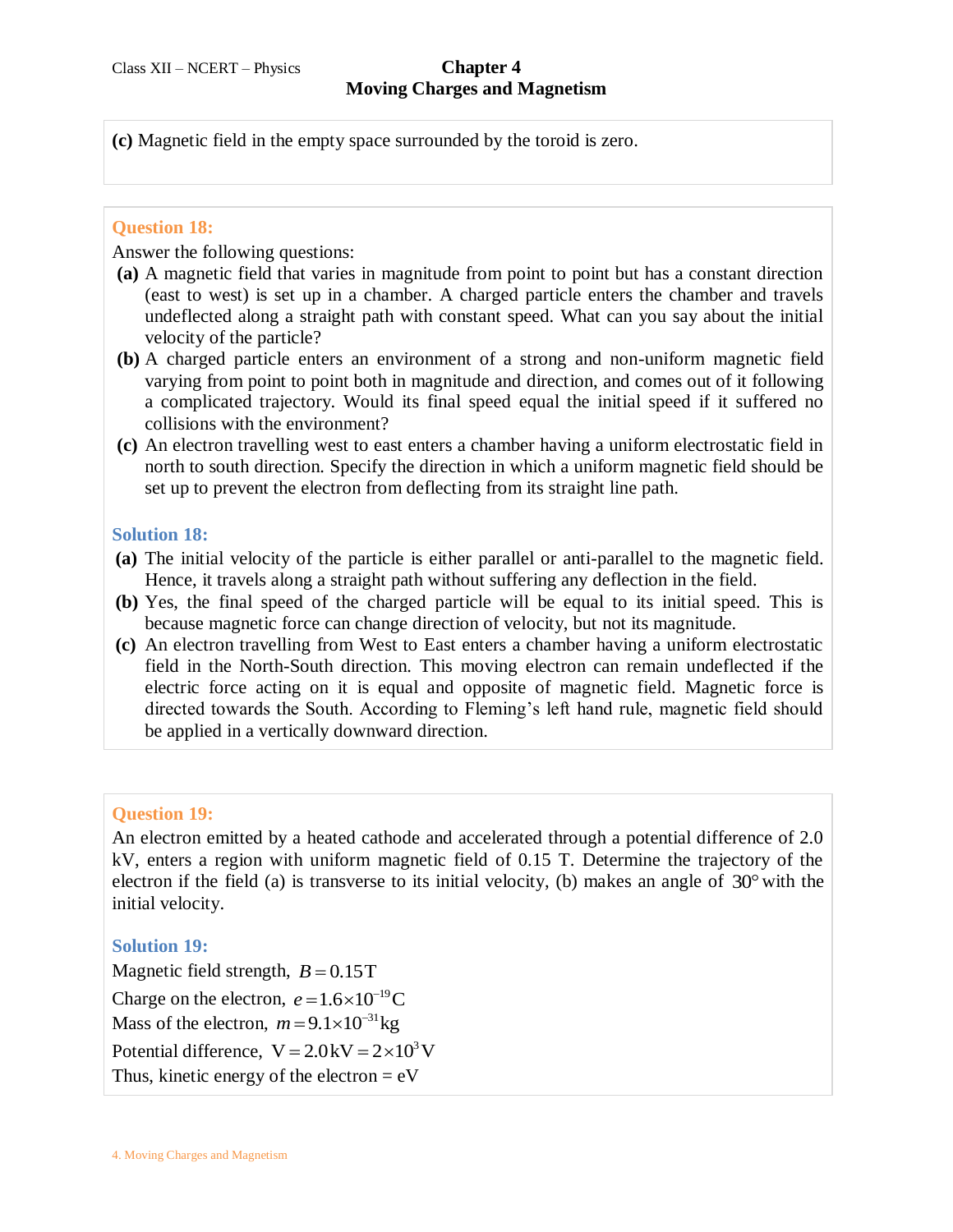**(c)** Magnetic field in the empty space surrounded by the toroid is zero.

### Question 18:

Answer the following questions:

**(a)** A magnetic field that varies in magnitude from point to point but has a constant direction (east to west) is set up in a chamber. A charged particle enters the chamber and travels undeflected along a straight path with constant speed. What can you say about the initial velocity of the particle?

**(b)** A charged particle enters an environment of a strong and non-uniform magnetic field varying from point to point both in magnitude and direction, and comes out of it following a complicated trajectory. Would its final speed equal the initial speed if it suffered no collisions with the environment?

**(c)** An electron travelling west to east enters a chamber having a uniform electrostatic field in north to south direction. Specify the direction in which a uniform magnetic field should be set up to prevent the electron from deflecting from its straight line path.

### Solution 18:

**(a)** The initial velocity of the particle is either parallel or anti-parallel to the magnetic field. Hence, it travels along a straight path without suffering any deflection in the field.

**(b)** Yes, the final speed of the charged particle will be equal to its initial speed. This is because magnetic force can change direction of velocity, but not its magnitude.

**(c)** An electron travelling from West to East enters a chamber having a uniform electrostatic field in the North-South direction. This moving electron can remain undeflected if the electric force acting on it is equal and opposite of magnetic field. Magnetic force is directed towards the South. According to Fleming's left hand rule, magnetic field should be applied in a vertically downward direction.

### Question 19:

An electron emitted by a heated cathode and accelerated through a potential difference of 2.0 kV, enters a region with uniform magnetic field of 0.15 T. Determine the trajectory of the electron if the field (a) is transverse to its initial velocity, (b) makes an angle of $30°$ with the initial velocity.

### Solution 19:

Magnetic field strength, $B = 0.15\,\text{T}$

Charge on the electron, $e = 1.6 \times 10^{-19}\,\text{C}$

Mass of the electron, $m = 9.1 \times 10^{-31}\,\text{kg}$

Potential difference, $\text{V} = 2.0\,\text{kV} = 2 \times 10^{3}\,\text{V}$

Thus, kinetic energy of the electron = eV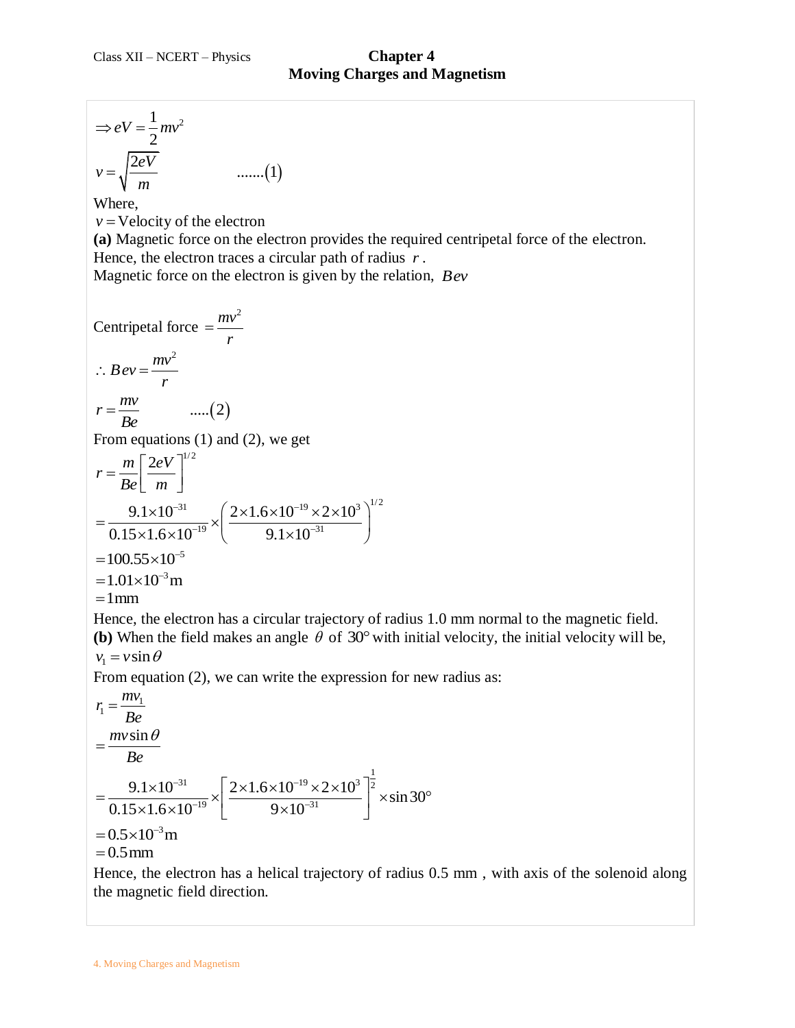$$\Rightarrow eV = \frac{1}{2}mv^2$$

$$v = \sqrt{\frac{2eV}{m}} \qquad .......(1)$$

Where,

$v =$ Velocity of the electron

**(a)** Magnetic force on the electron provides the required centripetal force of the electron. Hence, the electron traces a circular path of radius $r$.

Magnetic force on the electron is given by the relation, $Bev$

$$\text{Centripetal force } = \frac{mv^2}{r}$$

$$\therefore Bev = \frac{mv^2}{r}$$

$$r = \frac{mv}{Be} \qquad .....(2)$$

From equations (1) and (2), we get

$$r = \frac{m}{Be}\left[\frac{2eV}{m}\right]^{1/2}$$

$$= \frac{9.1\times10^{-31}}{0.15\times1.6\times10^{-19}} \times \left(\frac{2\times1.6\times10^{-19}\times2\times10^{3}}{9.1\times10^{-31}}\right)^{1/2}$$

$$= 100.55\times10^{-5}$$

$$= 1.01\times10^{-3}\text{m}$$

$$= 1\text{mm}$$

Hence, the electron has a circular trajectory of radius 1.0 mm normal to the magnetic field.

**(b)** When the field makes an angle $\theta$ of $30°$ with initial velocity, the initial velocity will be,

$$v_1 = v\sin\theta$$

From equation (2), we can write the expression for new radius as:

$$r_1 = \frac{mv_1}{Be}$$

$$= \frac{mv\sin\theta}{Be}$$

$$= \frac{9.1\times10^{-31}}{0.15\times1.6\times10^{-19}} \times \left[\frac{2\times1.6\times10^{-19}\times2\times10^{3}}{9\times10^{-31}}\right]^{\frac{1}{2}} \times \sin 30°$$

$$= 0.5\times10^{-3}\text{m}$$

$$= 0.5\,\text{mm}$$

Hence, the electron has a helical trajectory of radius 0.5 mm , with axis of the solenoid along the magnetic field direction.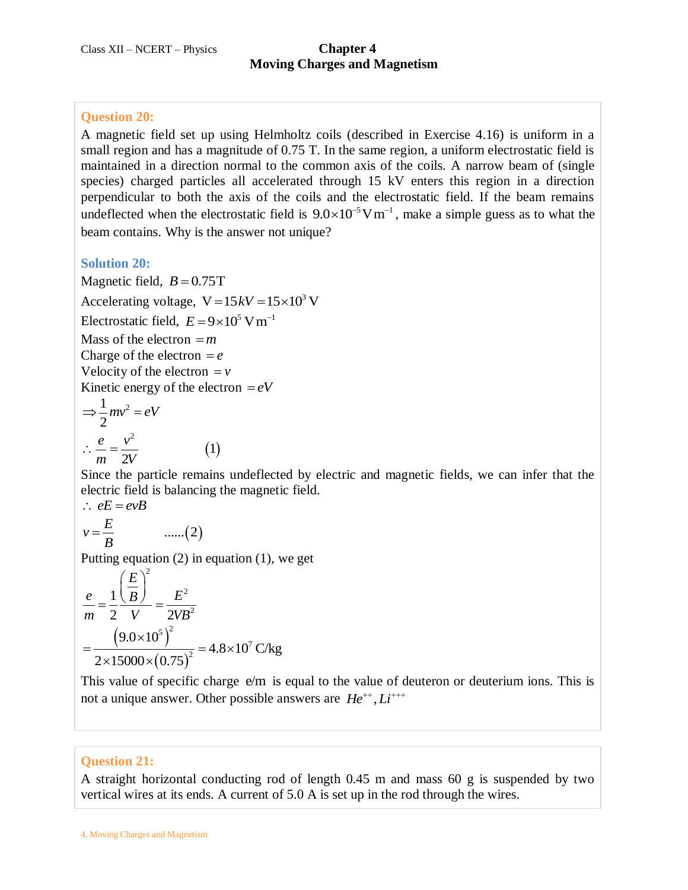### Question 20:

A magnetic field set up using Helmholtz coils (described in Exercise 4.16) is uniform in a small region and has a magnitude of 0.75 T. In the same region, a uniform electrostatic field is maintained in a direction normal to the common axis of the coils. A narrow beam of (single species) charged particles all accelerated through 15 kV enters this region in a direction perpendicular to both the axis of the coils and the electrostatic field. If the beam remains undeflected when the electrostatic field is $9.0\times10^{-5}\,\text{V m}^{-1}$, make a simple guess as to what the beam contains. Why is the answer not unique?

### Solution 20:

Magnetic field, $B = 0.75\,\text{T}$

Accelerating voltage, $\text{V} = 15\,kV = 15\times10^{3}\,\text{V}$

Electrostatic field, $E = 9\times10^{5}\,\text{V m}^{-1}$

Mass of the electron $= m$

Charge of the electron $= e$

Velocity of the electron $= v$

Kinetic energy of the electron $= eV$

$$\Rightarrow \frac{1}{2}mv^2 = eV$$

$$\therefore \frac{e}{m} = \frac{v^2}{2V} \qquad (1)$$

Since the particle remains undeflected by electric and magnetic fields, we can infer that the electric field is balancing the magnetic field.

$$\therefore\ eE = evB$$

$$v = \frac{E}{B} \qquad ......(2)$$

Putting equation (2) in equation (1), we get

$$\frac{e}{m} = \frac{1}{2}\frac{\left(\frac{E}{B}\right)^2}{V} = \frac{E^2}{2VB^2}$$

$$= \frac{\left(9.0\times10^{5}\right)^2}{2\times15000\times\left(0.75\right)^2} = 4.8\times10^{7}\ \text{C/kg}$$

This value of specific charge e/m is equal to the value of deuteron or deuterium ions. This is not a unique answer. Other possible answers are $He^{++}, Li^{+++}$

### Question 21:

A straight horizontal conducting rod of length 0.45 m and mass 60 g is suspended by two vertical wires at its ends. A current of 5.0 A is set up in the rod through the wires.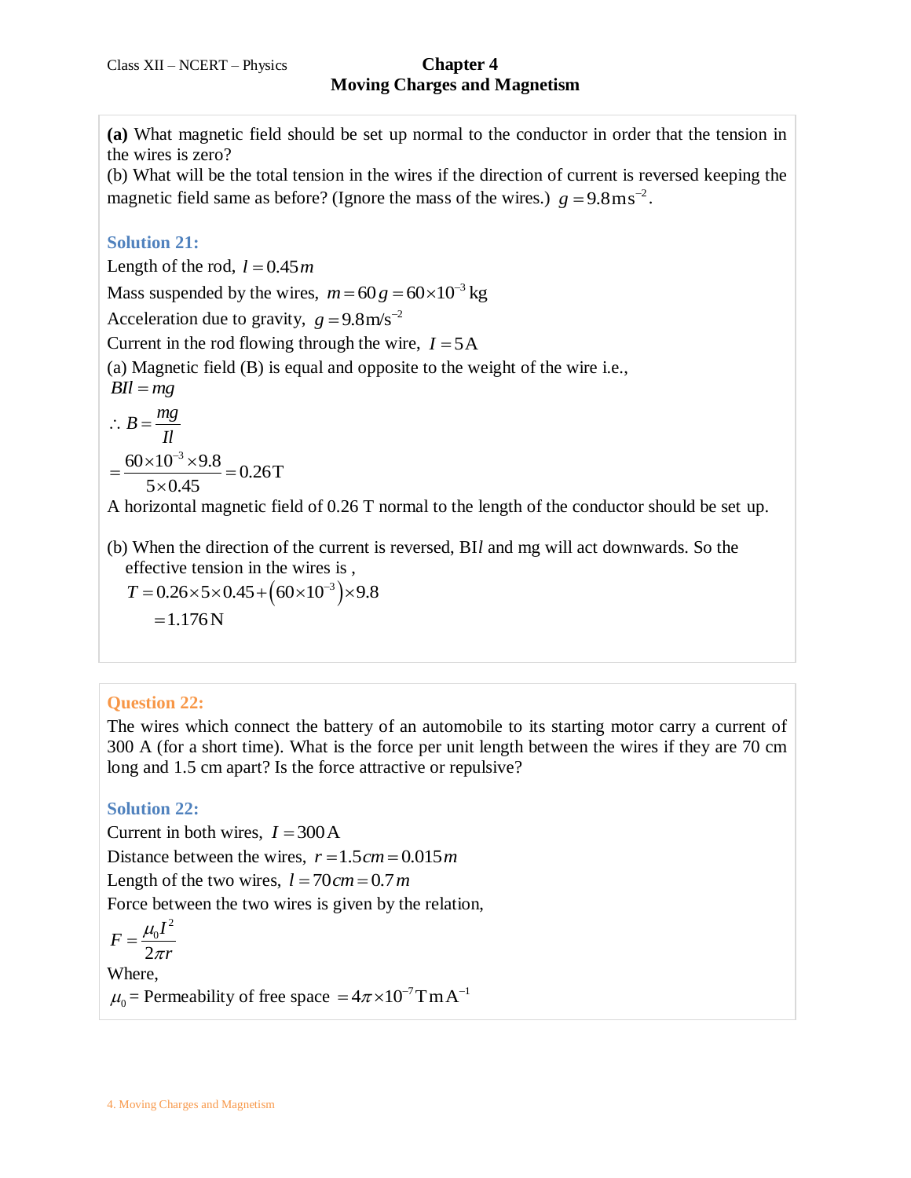**(a)** What magnetic field should be set up normal to the conductor in order that the tension in the wires is zero?
(b) What will be the total tension in the wires if the direction of current is reversed keeping the magnetic field same as before? (Ignore the mass of the wires.) $g = 9.8\,\text{m}\,\text{s}^{-2}$.

### Solution 21:

Length of the rod, $l = 0.45\,m$

Mass suspended by the wires, $m = 60\,g = 60 \times 10^{-3}$ kg

Acceleration due to gravity, $g = 9.8\,\text{m/s}^{-2}$

Current in the rod flowing through the wire, $I = 5\,\text{A}$

(a) Magnetic field (B) is equal and opposite to the weight of the wire i.e.,

$BIl = mg$

$$\therefore B = \frac{mg}{Il}$$

$$= \frac{60 \times 10^{-3} \times 9.8}{5 \times 0.45} = 0.26\,\text{T}$$

A horizontal magnetic field of 0.26 T normal to the length of the conductor should be set up.

(b) When the direction of the current is reversed, B$Il$ and mg will act downwards. So the effective tension in the wires is ,

$$T = 0.26 \times 5 \times 0.45 + \left(60 \times 10^{-3}\right) \times 9.8$$

$$= 1.176\,\text{N}$$

### Question 22:

The wires which connect the battery of an automobile to its starting motor carry a current of 300 A (for a short time). What is the force per unit length between the wires if they are 70 cm long and 1.5 cm apart? Is the force attractive or repulsive?

### Solution 22:

Current in both wires, $I = 300\,\text{A}$

Distance between the wires, $r = 1.5\,cm = 0.015\,m$

Length of the two wires, $l = 70\,cm = 0.7\,m$

Force between the two wires is given by the relation,

$$F = \frac{\mu_0 I^2}{2\pi r}$$

Where,

$\mu_0$ = Permeability of free space $= 4\pi \times 10^{-7}\,\text{T}\,\text{m}\,\text{A}^{-1}$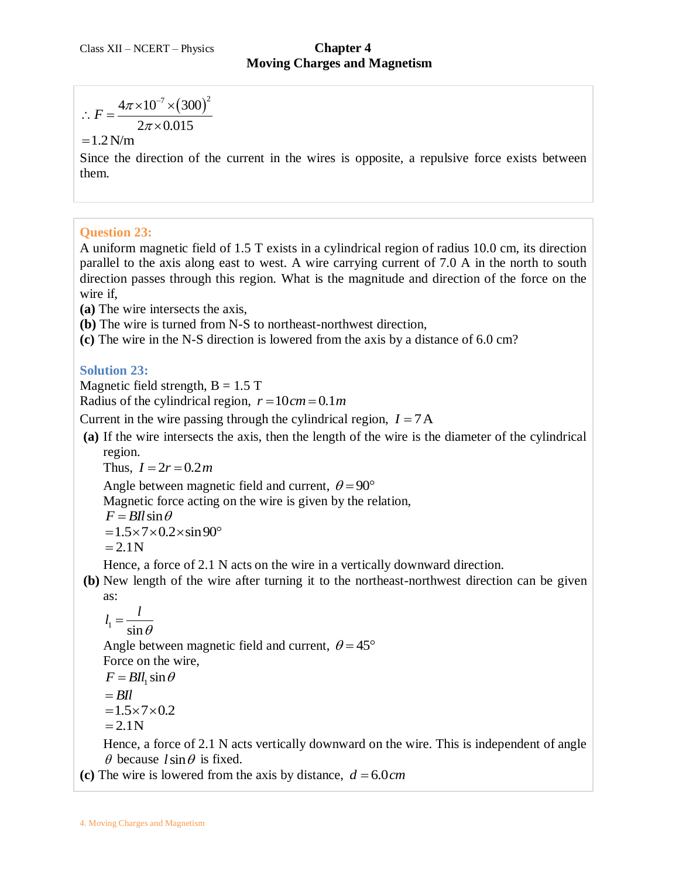$$\therefore F = \frac{4\pi \times 10^{-7} \times (300)^2}{2\pi \times 0.015}$$

$= 1.2 \text{ N/m}$

Since the direction of the current in the wires is opposite, a repulsive force exists between them.

**Question 23:**

A uniform magnetic field of 1.5 T exists in a cylindrical region of radius 10.0 cm, its direction parallel to the axis along east to west. A wire carrying current of 7.0 A in the north to south direction passes through this region. What is the magnitude and direction of the force on the wire if,

**(a)** The wire intersects the axis,

**(b)** The wire is turned from N-S to northeast-northwest direction,

**(c)** The wire in the N-S direction is lowered from the axis by a distance of 6.0 cm?

**Solution 23:**

Magnetic field strength, B = 1.5 T

Radius of the cylindrical region, $r = 10 cm = 0.1 m$

Current in the wire passing through the cylindrical region, $I = 7 \text{ A}$

**(a)** If the wire intersects the axis, then the length of the wire is the diameter of the cylindrical region.

Thus, $I = 2r = 0.2 m$

Angle between magnetic field and current, $\theta = 90°$

Magnetic force acting on the wire is given by the relation,

$F = BIl \sin\theta$

$= 1.5 \times 7 \times 0.2 \times \sin 90°$

$= 2.1 \text{N}$

Hence, a force of 2.1 N acts on the wire in a vertically downward direction.

**(b)** New length of the wire after turning it to the northeast-northwest direction can be given as:

$$l_1 = \frac{l}{\sin\theta}$$

Angle between magnetic field and current, $\theta = 45°$

Force on the wire,

$F = BIl_1 \sin\theta$

$= BIl$

$= 1.5 \times 7 \times 0.2$

$= 2.1 \text{N}$

Hence, a force of 2.1 N acts vertically downward on the wire. This is independent of angle $\theta$ because $l \sin\theta$ is fixed.

**(c)** The wire is lowered from the axis by distance, $d = 6.0 cm$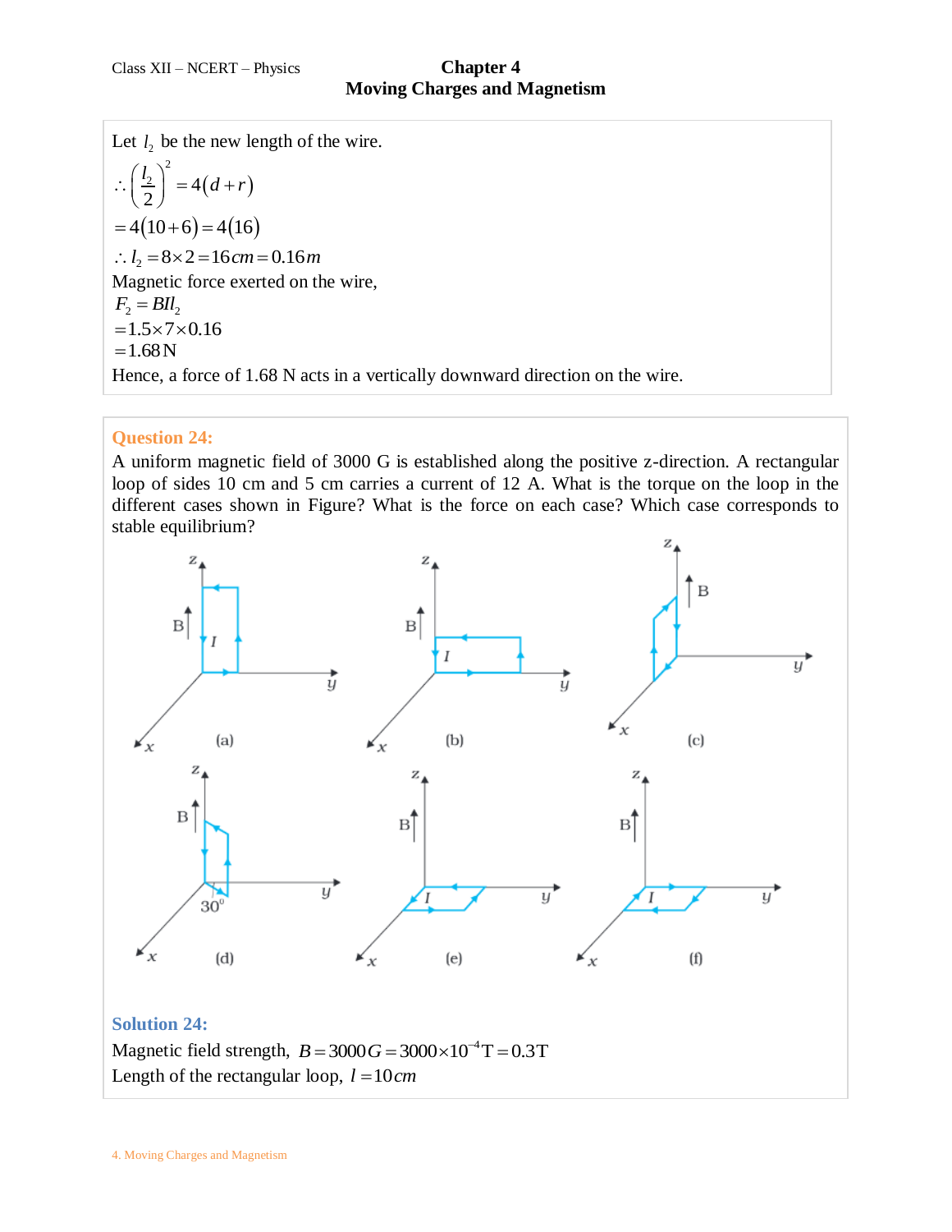Let $l_2$ be the new length of the wire.

$$\therefore \left(\frac{l_2}{2}\right)^2 = 4(d+r)$$

$$= 4(10+6) = 4(16)$$

$$\therefore l_2 = 8 \times 2 = 16\,cm = 0.16\,m$$

Magnetic force exerted on the wire,

$$F_2 = BIl_2$$

$$= 1.5 \times 7 \times 0.16$$

$$= 1.68\,\text{N}$$

Hence, a force of 1.68 N acts in a vertically downward direction on the wire.

### Question 24:

A uniform magnetic field of 3000 G is established along the positive z-direction. A rectangular loop of sides 10 cm and 5 cm carries a current of 12 A. What is the torque on the loop in the different cases shown in Figure? What is the force on each case? Which case corresponds to stable equilibrium?

### Solution 24:

Magnetic field strength, $B = 3000\,G = 3000 \times 10^{-4}\,\text{T} = 0.3\,\text{T}$

Length of the rectangular loop, $l = 10\,cm$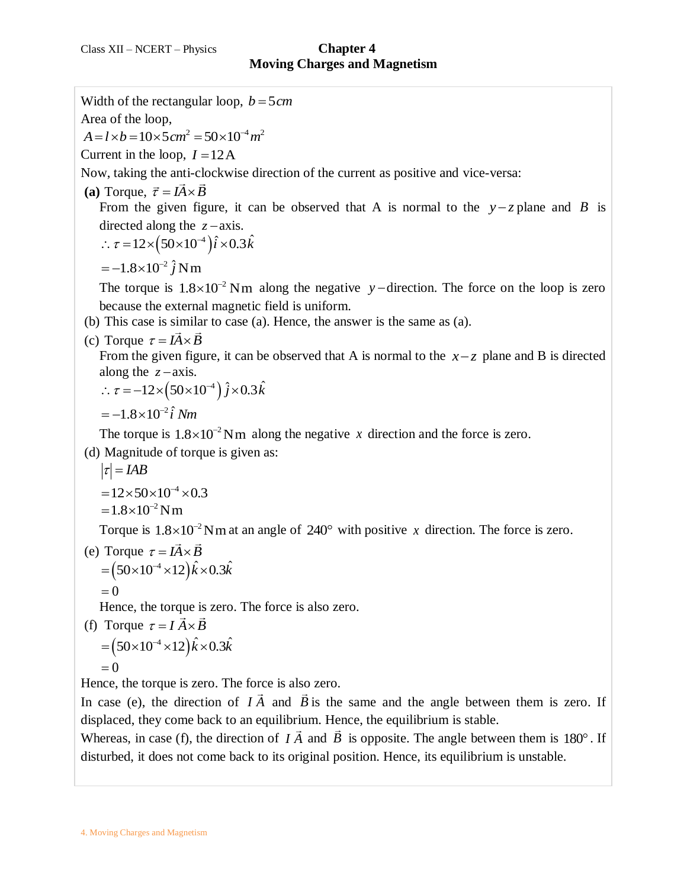Width of the rectangular loop, $b = 5cm$

Area of the loop,

$A = l \times b = 10 \times 5cm^2 = 50 \times 10^{-4} m^2$

Current in the loop, $I = 12\text{A}$

Now, taking the anti-clockwise direction of the current as positive and vice-versa:

**(a)** Torque, $\vec{\tau} = I\vec{A} \times \vec{B}$

From the given figure, it can be observed that A is normal to the $y-z$ plane and $B$ is directed along the $z-$axis.

$\therefore \tau = 12 \times \left(50 \times 10^{-4}\right)\hat{i} \times 0.3\hat{k}$

$= -1.8 \times 10^{-2}\,\hat{j}\,\text{Nm}$

The torque is $1.8 \times 10^{-2}\,\text{Nm}$ along the negative $y-$direction. The force on the loop is zero because the external magnetic field is uniform.

(b) This case is similar to case (a). Hence, the answer is the same as (a).

(c) Torque $\tau = I\vec{A} \times \vec{B}$

From the given figure, it can be observed that A is normal to the $x-z$ plane and B is directed along the $z-$axis.

$\therefore \tau = -12 \times \left(50 \times 10^{-4}\right)\hat{j} \times 0.3\hat{k}$

$= -1.8 \times 10^{-2}\,\hat{i}\,Nm$

The torque is $1.8 \times 10^{-2}\,\text{Nm}$ along the negative $x$ direction and the force is zero.

(d) Magnitude of torque is given as:

$|\tau| = IAB$

$= 12 \times 50 \times 10^{-4} \times 0.3$

$= 1.8 \times 10^{-2}\,\text{Nm}$

Torque is $1.8 \times 10^{-2}\,\text{Nm}$ at an angle of $240°$ with positive $x$ direction. The force is zero.

(e) Torque $\tau = I\vec{A} \times \vec{B}$

$= \left(50 \times 10^{-4} \times 12\right)\hat{k} \times 0.3\hat{k}$

$= 0$

Hence, the torque is zero. The force is also zero.

(f) Torque $\tau = I\,\vec{A} \times \vec{B}$

$= \left(50 \times 10^{-4} \times 12\right)\hat{k} \times 0.3\hat{k}$

$= 0$

Hence, the torque is zero. The force is also zero.

In case (e), the direction of $I\,\vec{A}$ and $\vec{B}$ is the same and the angle between them is zero. If displaced, they come back to an equilibrium. Hence, the equilibrium is stable.

Whereas, in case (f), the direction of $I\,\vec{A}$ and $\vec{B}$ is opposite. The angle between them is $180°$. If disturbed, it does not come back to its original position. Hence, its equilibrium is unstable.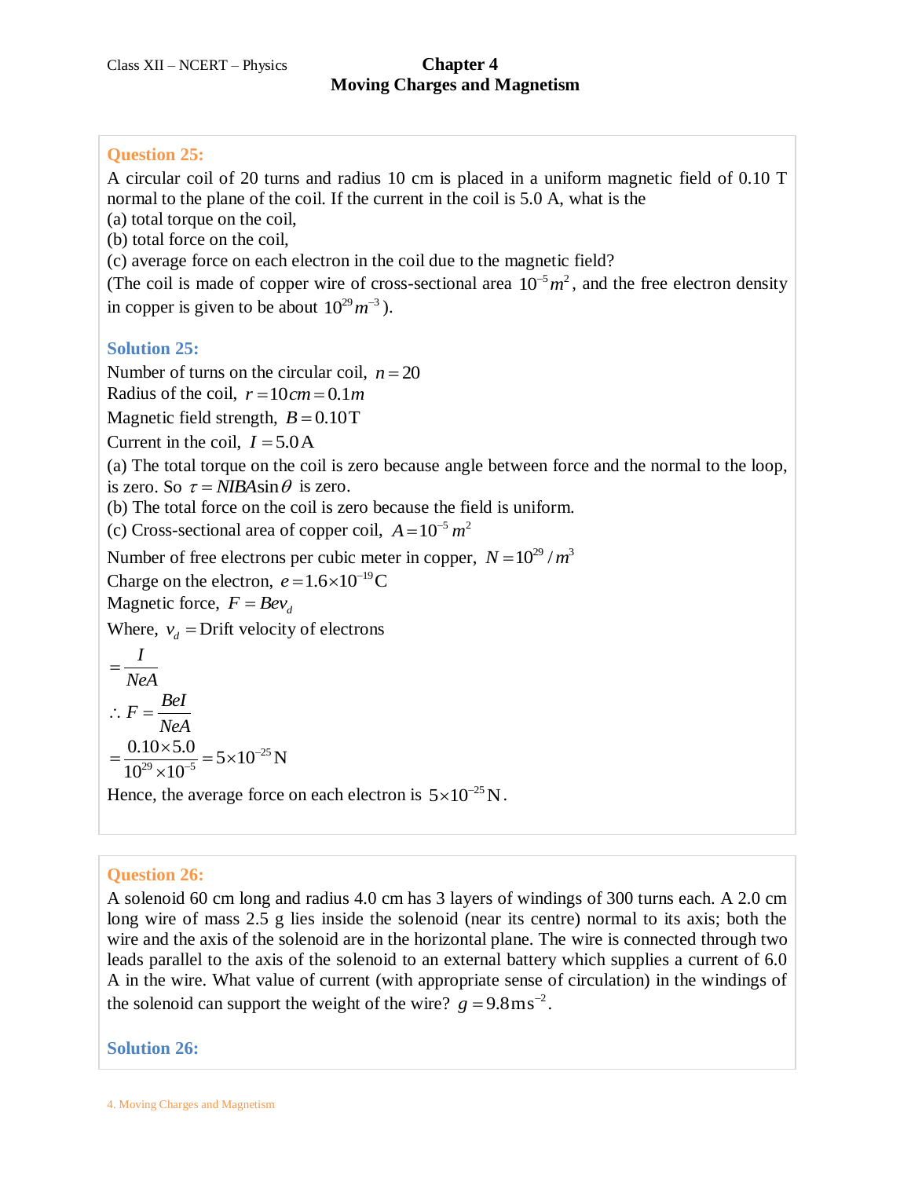**Question 25:**

A circular coil of 20 turns and radius 10 cm is placed in a uniform magnetic field of 0.10 T normal to the plane of the coil. If the current in the coil is 5.0 A, what is the

(a) total torque on the coil,

(b) total force on the coil,

(c) average force on each electron in the coil due to the magnetic field?

(The coil is made of copper wire of cross-sectional area $10^{-5} m^2$, and the free electron density in copper is given to be about $10^{29} m^{-3}$).

**Solution 25:**

Number of turns on the circular coil, $n = 20$

Radius of the coil, $r = 10 cm = 0.1 m$

Magnetic field strength, $B = 0.10 \text{T}$

Current in the coil, $I = 5.0 \text{A}$

(a) The total torque on the coil is zero because angle between force and the normal to the loop, is zero. So $\tau = NIBA \sin\theta$ is zero.

(b) The total force on the coil is zero because the field is uniform.

(c) Cross-sectional area of copper coil, $A = 10^{-5} m^2$

Number of free electrons per cubic meter in copper, $N = 10^{29} / m^3$

Charge on the electron, $e = 1.6 \times 10^{-19} \text{C}$

Magnetic force, $F = Bev_d$

Where, $v_d$ = Drift velocity of electrons

$$= \frac{I}{NeA}$$

$$\therefore F = \frac{BeI}{NeA}$$

$$= \frac{0.10 \times 5.0}{10^{29} \times 10^{-5}} = 5 \times 10^{-25} \text{N}$$

Hence, the average force on each electron is $5 \times 10^{-25} \text{N}$.

**Question 26:**

A solenoid 60 cm long and radius 4.0 cm has 3 layers of windings of 300 turns each. A 2.0 cm long wire of mass 2.5 g lies inside the solenoid (near its centre) normal to its axis; both the wire and the axis of the solenoid are in the horizontal plane. The wire is connected through two leads parallel to the axis of the solenoid to an external battery which supplies a current of 6.0 A in the wire. What value of current (with appropriate sense of circulation) in the windings of the solenoid can support the weight of the wire? $g = 9.8 \text{ms}^{-2}$.

**Solution 26:**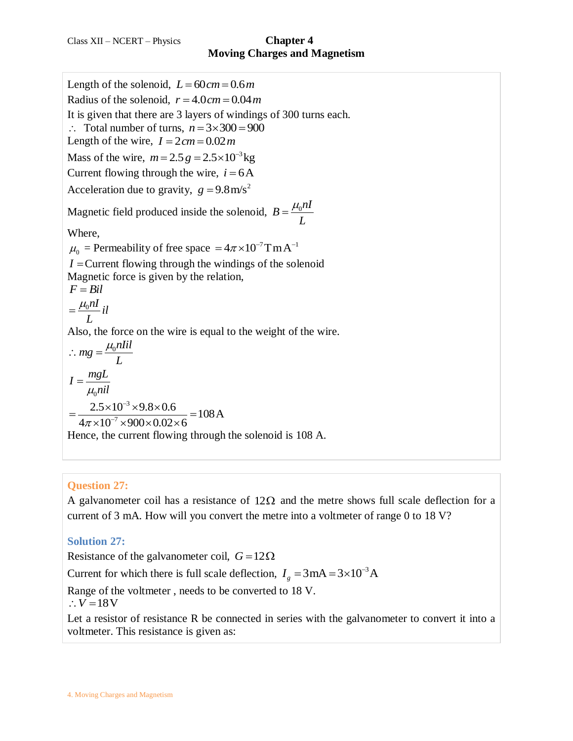Length of the solenoid, $L = 60\,cm = 0.6\,m$

Radius of the solenoid, $r = 4.0\,cm = 0.04\,m$

It is given that there are 3 layers of windings of 300 turns each.

$\therefore$ Total number of turns, $n = 3 \times 300 = 900$

Length of the wire, $I = 2\,cm = 0.02\,m$

Mass of the wire, $m = 2.5\,g = 2.5 \times 10^{-3}\,\text{kg}$

Current flowing through the wire, $i = 6\,\text{A}$

Acceleration due to gravity, $g = 9.8\,\text{m/s}^2$

Magnetic field produced inside the solenoid, $B = \dfrac{\mu_0 n I}{L}$

Where,

$\mu_0$ = Permeability of free space $= 4\pi \times 10^{-7}\,\text{T m A}^{-1}$

$I =$ Current flowing through the windings of the solenoid

Magnetic force is given by the relation,

$$F = Bil$$

$$= \frac{\mu_0 n I}{L} il$$

Also, the force on the wire is equal to the weight of the wire.

$$\therefore mg = \frac{\mu_0 n I i l}{L}$$

$$I = \frac{mgL}{\mu_0 n i l}$$

$$= \frac{2.5 \times 10^{-3} \times 9.8 \times 0.6}{4\pi \times 10^{-7} \times 900 \times 0.02 \times 6} = 108\,\text{A}$$

Hence, the current flowing through the solenoid is 108 A.

**Question 27:**

A galvanometer coil has a resistance of $12\,\Omega$ and the metre shows full scale deflection for a current of 3 mA. How will you convert the metre into a voltmeter of range 0 to 18 V?

**Solution 27:**

Resistance of the galvanometer coil, $G = 12\,\Omega$

Current for which there is full scale deflection, $I_g = 3\,\text{mA} = 3 \times 10^{-3}\,\text{A}$

Range of the voltmeter , needs to be converted to 18 V.

$\therefore V = 18\,\text{V}$

Let a resistor of resistance R be connected in series with the galvanometer to convert it into a voltmeter. This resistance is given as: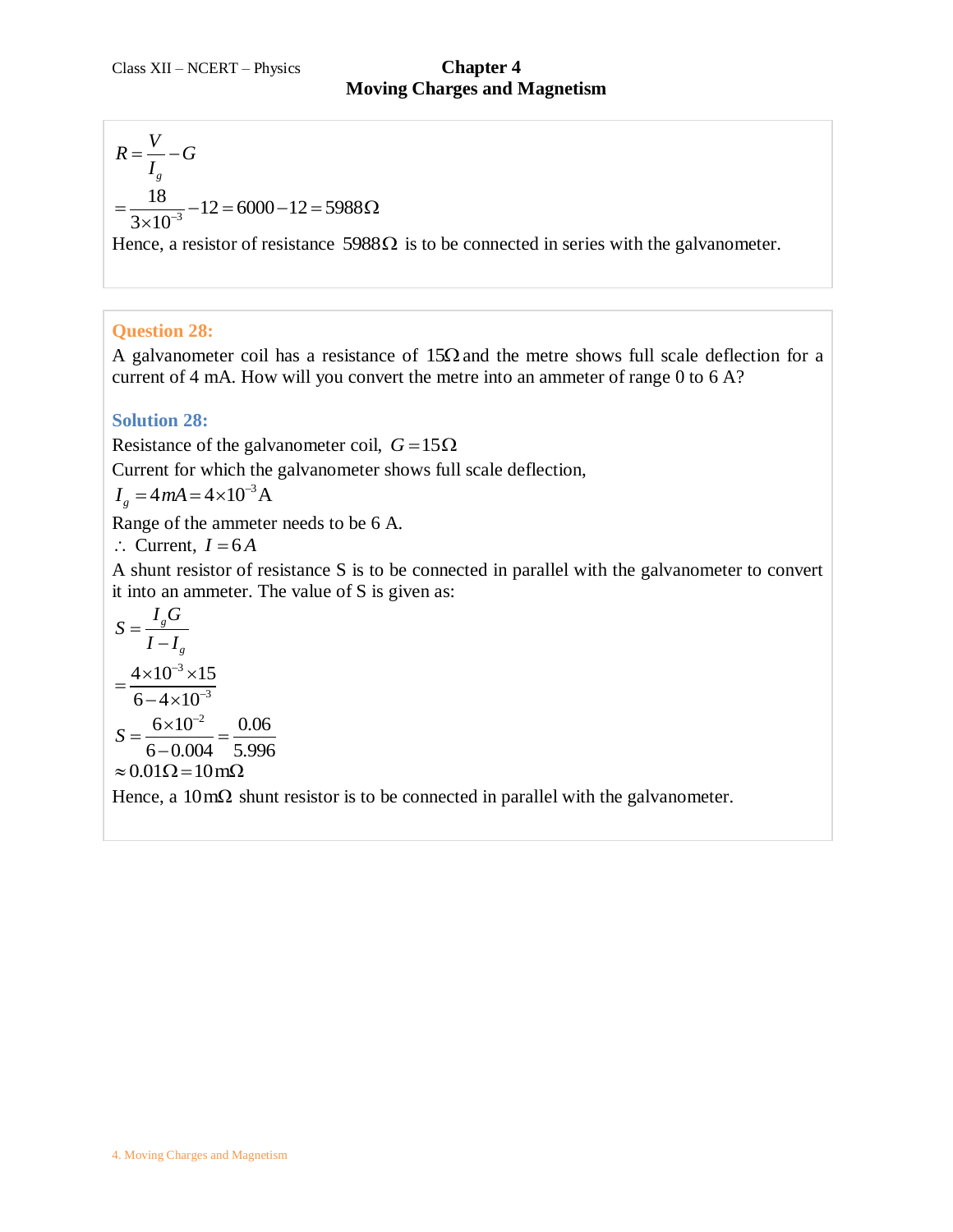$$R = \frac{V}{I_g} - G$$

$$= \frac{18}{3\times10^{-3}} - 12 = 6000 - 12 = 5988\Omega$$

Hence, a resistor of resistance $5988\Omega$ is to be connected in series with the galvanometer.

## Question 28:

A galvanometer coil has a resistance of $15\Omega$ and the metre shows full scale deflection for a current of 4 mA. How will you convert the metre into an ammeter of range 0 to 6 A?

## Solution 28:

Resistance of the galvanometer coil, $G = 15\Omega$

Current for which the galvanometer shows full scale deflection,

$I_g = 4mA = 4\times10^{-3}\text{A}$

Range of the ammeter needs to be 6 A.

$\therefore$ Current, $I = 6A$

A shunt resistor of resistance S is to be connected in parallel with the galvanometer to convert it into an ammeter. The value of S is given as:

$$S = \frac{I_g G}{I - I_g}$$

$$= \frac{4\times10^{-3}\times15}{6-4\times10^{-3}}$$

$$S = \frac{6\times10^{-2}}{6-0.004} = \frac{0.06}{5.996}$$

$$\approx 0.01\Omega = 10\,\text{m}\Omega$$

Hence, a $10\,\text{m}\Omega$ shunt resistor is to be connected in parallel with the galvanometer.